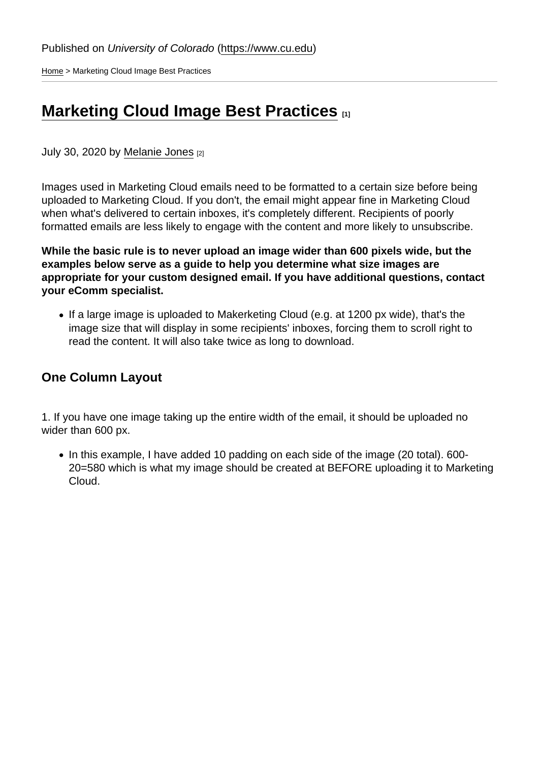Published on *University of Colorado* (https://www.cu.edu)

Home > Marketing Cloud Image Best Practices

# Marketing Cloud Image Best Practices [1]

July 30, 2020 by Melanie Jones [2]

Images used in Marketing Cloud emails need to be formatted to a certain size before being uploaded to Marketing Cloud. If you don't, the email might appear fine in Marketing Cloud when what's delivered to certain inboxes, it's completely different. Recipients of poorly formatted emails are less likely to engage with the content and more likely to unsubscribe.

**While the basic rule is to never upload an image wider than 600 pixels wide, but the examples below serve as a guide to help you determine what size images are appropriate for your custom designed email. If you have additional questions, contact your eComm specialist.**

- If a large image is uploaded to Makerketing Cloud (e.g. at 1200 px wide), that's the image size that will display in some recipients' inboxes, forcing them to scroll right to read the content. It will also take twice as long to download.

## One Column Layout

1. If you have one image taking up the entire width of the email, it should be uploaded no wider than 600 px.

- In this example, I have added 10 padding on each side of the image (20 total). 600-20=580 which is what my image should be created at BEFORE uploading it to Marketing Cloud.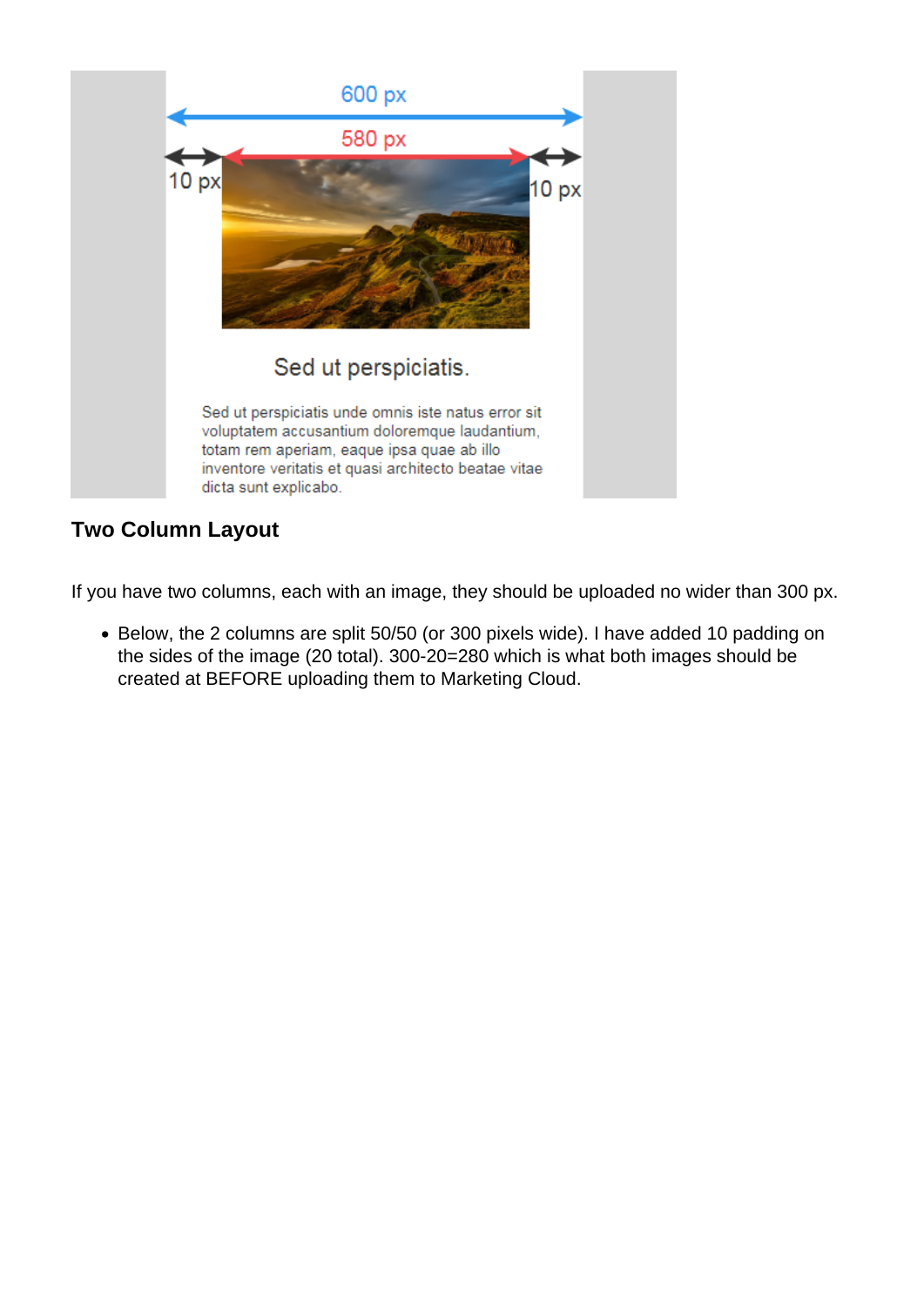## Two Column Layout

If you have two columns, each with an image, they should be uploaded no wider than 300 px.

- Below, the 2 columns are split 50/50 (or 300 pixels wide). I have added 10 padding on the sides of the image (20 total). 300-20=280 which is what both images should be created at BEFORE uploading them to Marketing Cloud.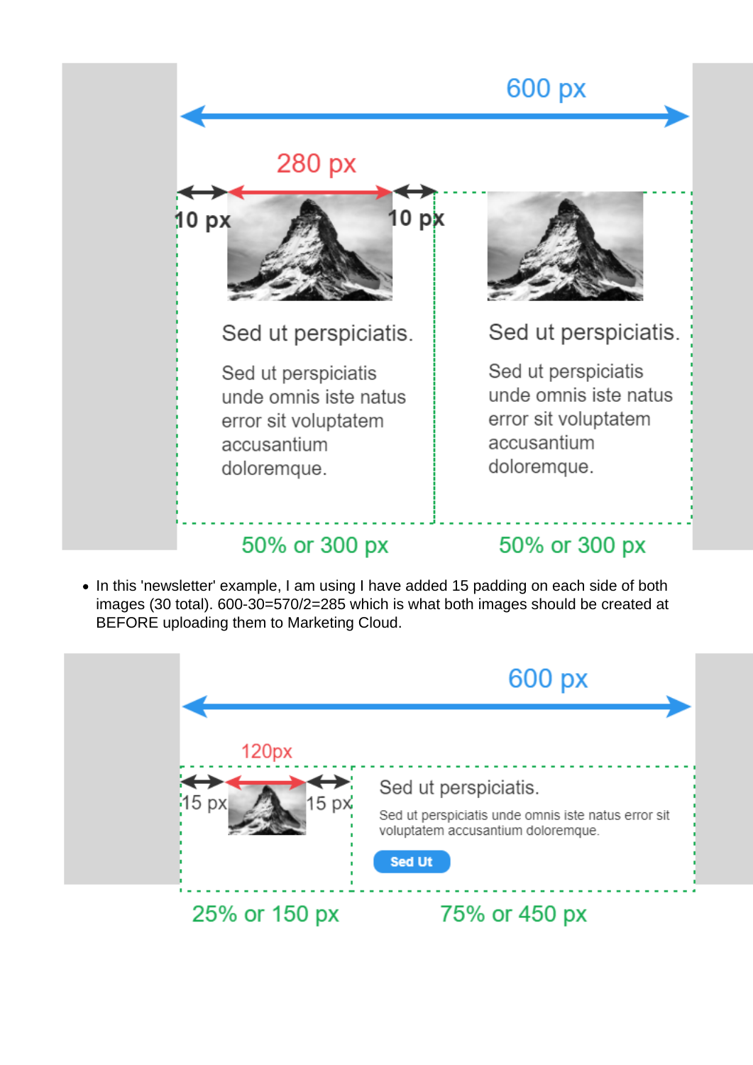600 px

280 px

10 px

10 px

Sed ut perspiciatis.

Sed ut perspiciatis unde omnis iste natus error sit voluptatem accusantium doloremque.

Sed ut perspiciatis.

Sed ut perspiciatis unde omnis iste natus error sit voluptatem accusantium doloremque.

50% or 300 px

50% or 300 px

- In this 'newsletter' example, I am using I have added 15 padding on each side of both images (30 total). 600-30=570/2=285 which is what both images should be created at BEFORE uploading them to Marketing Cloud.

600 px

120px

15 px

15 px

Sed ut perspiciatis.

Sed ut perspiciatis unde omnis iste natus error sit voluptatem accusantium doloremque.

Sed Ut

25% or 150 px

75% or 450 px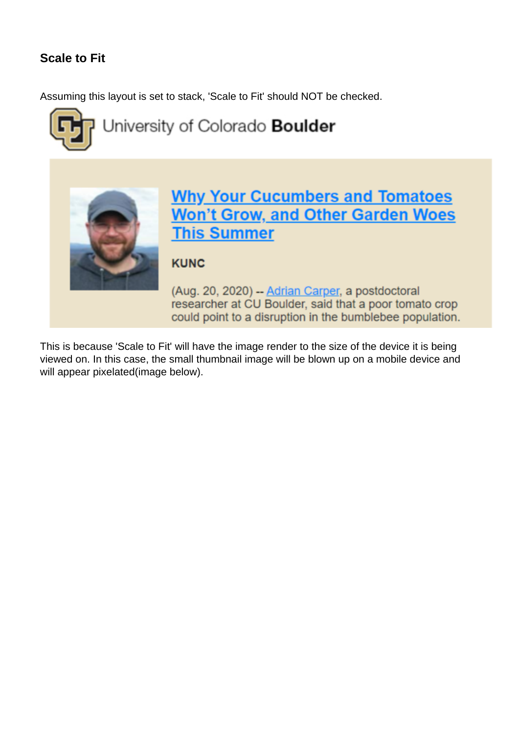### Scale to Fit

Assuming this layout is set to stack, 'Scale to Fit' should NOT be checked.

University of Colorado **Boulder**

**Why Your Cucumbers and Tomatoes Won't Grow, and Other Garden Woes This Summer**

**KUNC**

(Aug. 20, 2020) -- Adrian Carper, a postdoctoral researcher at CU Boulder, said that a poor tomato crop could point to a disruption in the bumblebee population.

This is because 'Scale to Fit' will have the image render to the size of the device it is being viewed on. In this case, the small thumbnail image will be blown up on a mobile device and will appear pixelated(image below).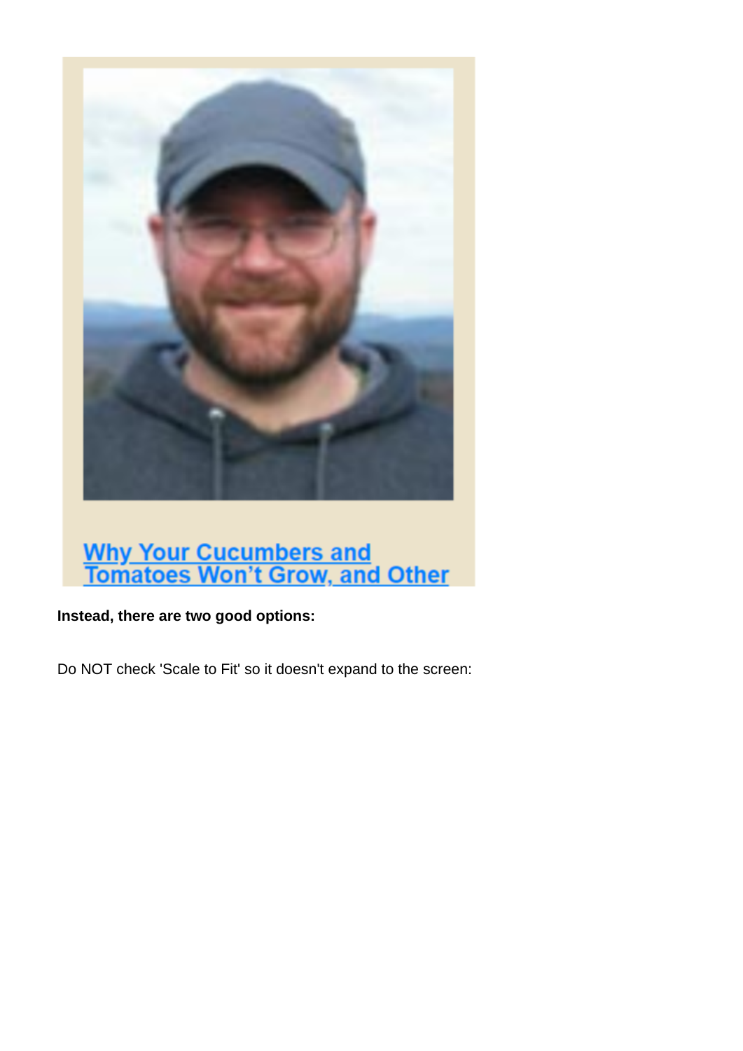[Why Your Cucumbers and Tomatoes Won't Grow, and Other]

**Instead, there are two good options:**

Do NOT check 'Scale to Fit' so it doesn't expand to the screen: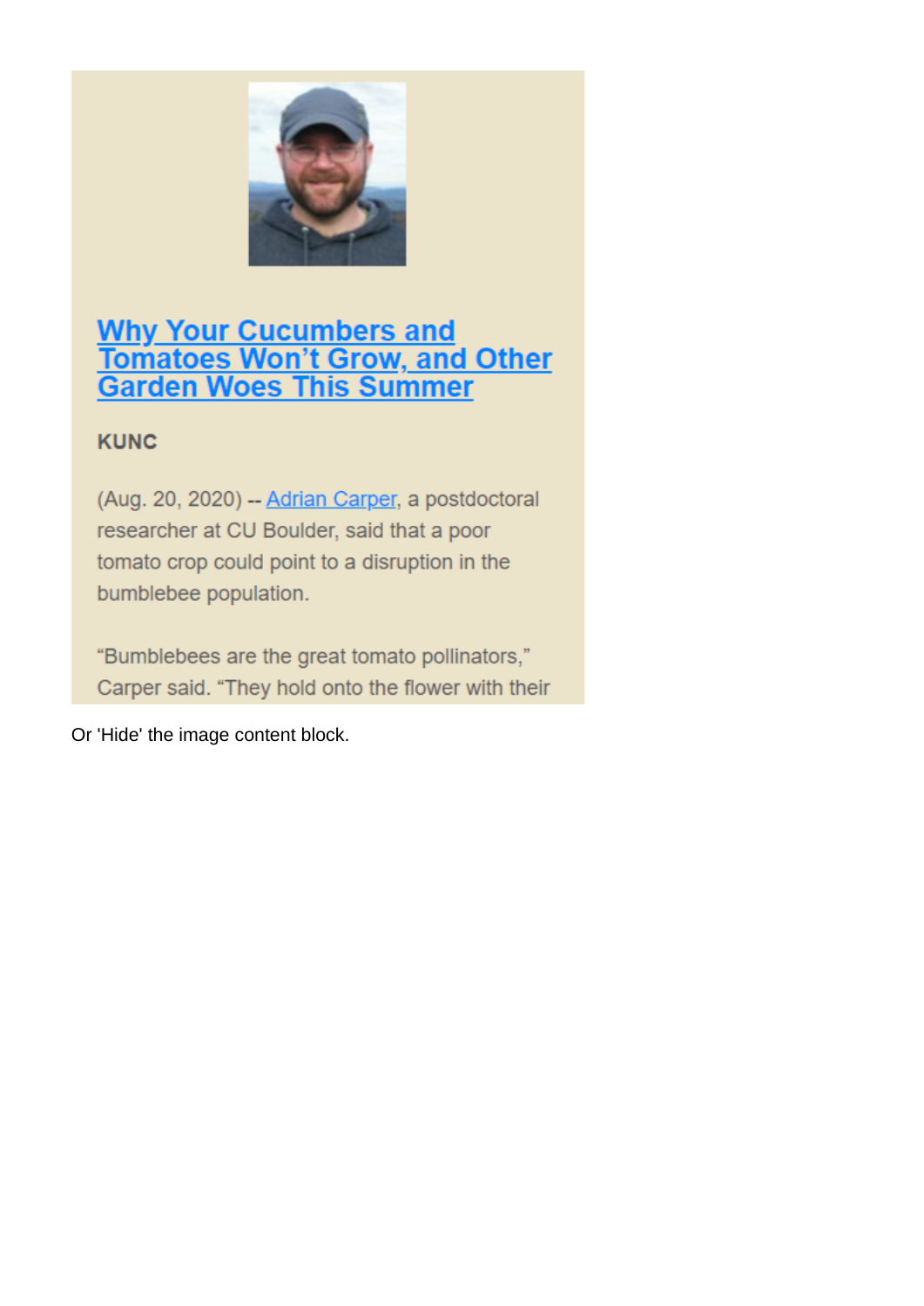## [Why Your Cucumbers and Tomatoes Won't Grow, and Other Garden Woes This Summer]

**KUNC**

(Aug. 20, 2020) -- Adrian Carper, a postdoctoral researcher at CU Boulder, said that a poor tomato crop could point to a disruption in the bumblebee population.

"Bumblebees are the great tomato pollinators," Carper said. "They hold onto the flower with their

Or 'Hide' the image content block.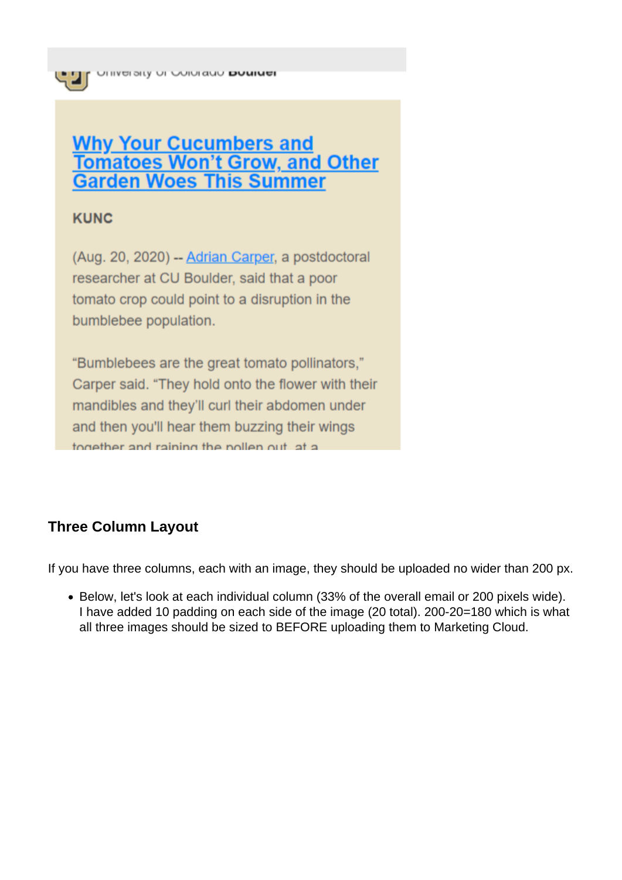University of Colorado **Boulder**

[Why Your Cucumbers and Tomatoes Won't Grow, and Other Garden Woes This Summer]

**KUNC**

(Aug. 20, 2020) -- [Adrian Carper], a postdoctoral researcher at CU Boulder, said that a poor tomato crop could point to a disruption in the bumblebee population.

"Bumblebees are the great tomato pollinators," Carper said. "They hold onto the flower with their mandibles and they'll curl their abdomen under and then you'll hear them buzzing their wings together and raining the pollen out, at a

### Three Column Layout

If you have three columns, each with an image, they should be uploaded no wider than 200 px.

- Below, let's look at each individual column (33% of the overall email or 200 pixels wide). I have added 10 padding on each side of the image (20 total). 200-20=180 which is what all three images should be sized to BEFORE uploading them to Marketing Cloud.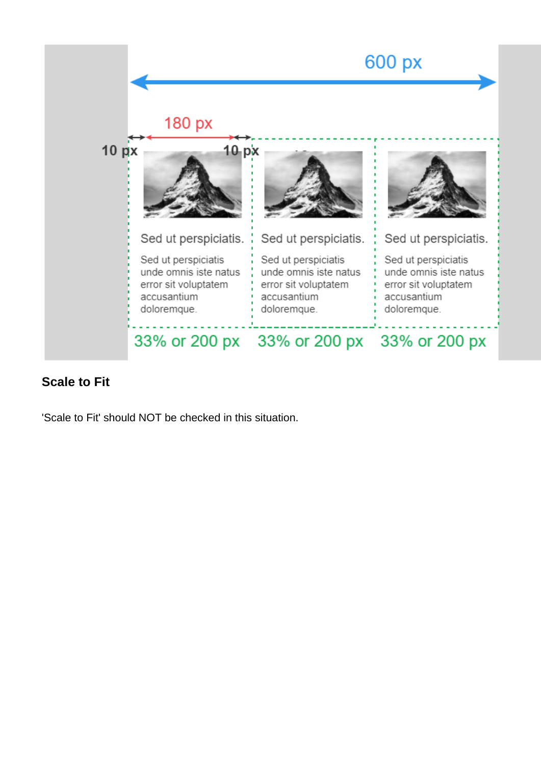## Scale to Fit

'Scale to Fit' should NOT be checked in this situation.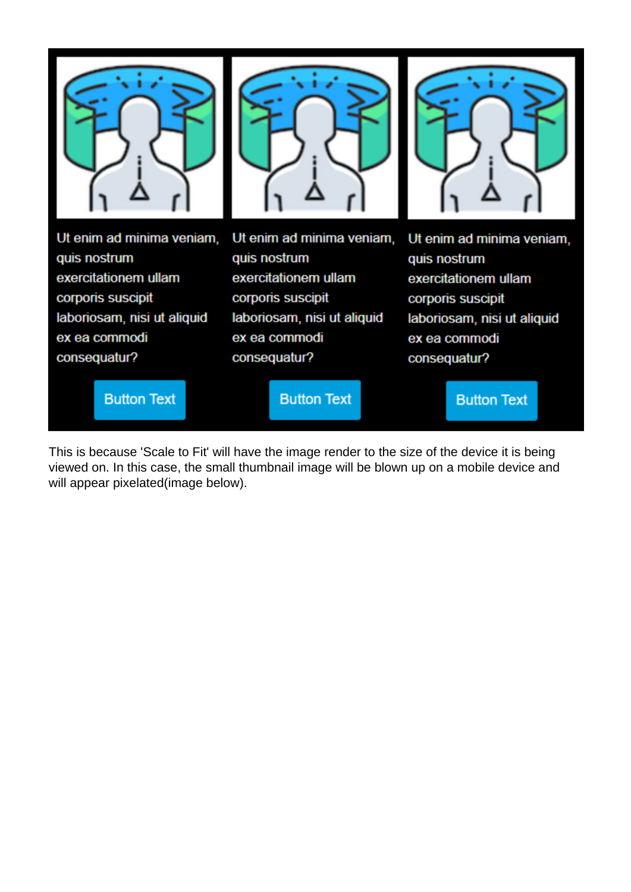This is because 'Scale to Fit' will have the image render to the size of the device it is being viewed on. In this case, the small thumbnail image will be blown up on a mobile device and will appear pixelated(image below).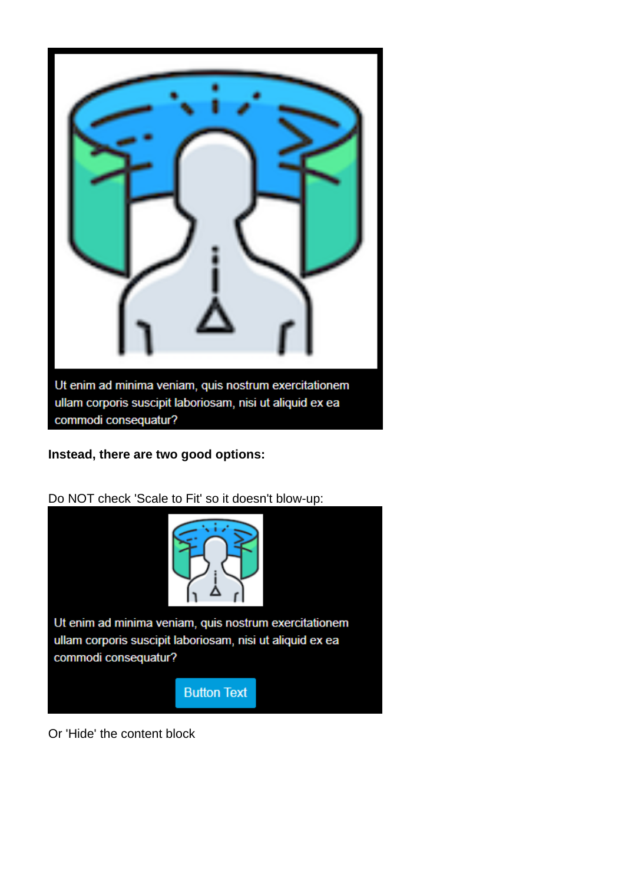Ut enim ad minima veniam, quis nostrum exercitationem ullam corporis suscipit laboriosam, nisi ut aliquid ex ea commodi consequatur?

**Instead, there are two good options:**

Do NOT check 'Scale to Fit' so it doesn't blow-up:

Ut enim ad minima veniam, quis nostrum exercitationem ullam corporis suscipit laboriosam, nisi ut aliquid ex ea commodi consequatur?

Button Text

Or 'Hide' the content block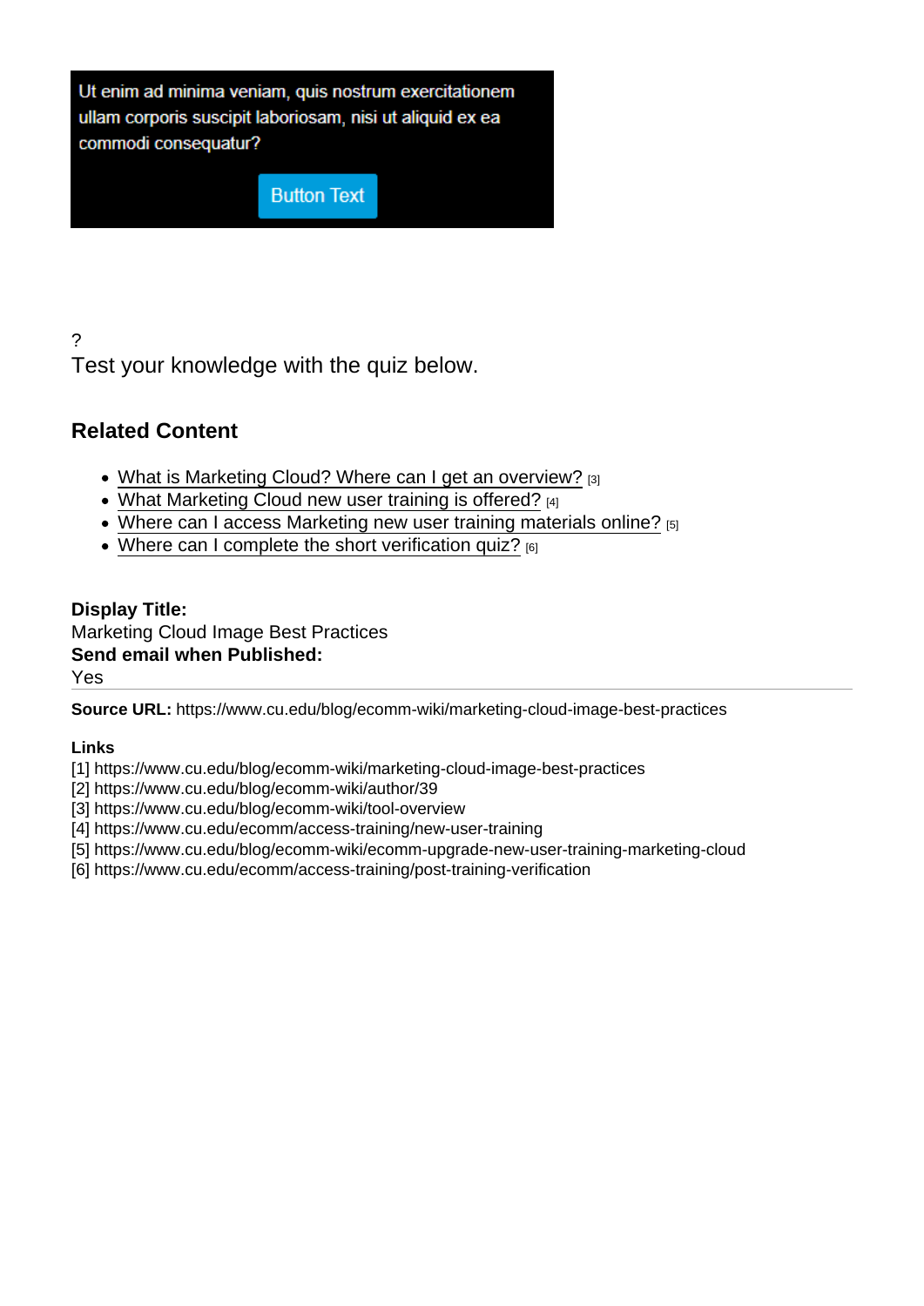Ut enim ad minima veniam, quis nostrum exercitationem ullam corporis suscipit laboriosam, nisi ut aliquid ex ea commodi consequatur?

Button Text

?

Test your knowledge with the quiz below.

## Related Content

- What is Marketing Cloud? Where can I get an overview? [3]
- What Marketing Cloud new user training is offered? [4]
- Where can I access Marketing new user training materials online? [5]
- Where can I complete the short verification quiz? [6]

**Display Title:**
Marketing Cloud Image Best Practices
**Send email when Published:**
Yes

---

**Source URL:** https://www.cu.edu/blog/ecomm-wiki/marketing-cloud-image-best-practices

**Links**
[1] https://www.cu.edu/blog/ecomm-wiki/marketing-cloud-image-best-practices
[2] https://www.cu.edu/blog/ecomm-wiki/author/39
[3] https://www.cu.edu/blog/ecomm-wiki/tool-overview
[4] https://www.cu.edu/ecomm/access-training/new-user-training
[5] https://www.cu.edu/blog/ecomm-wiki/ecomm-upgrade-new-user-training-marketing-cloud
[6] https://www.cu.edu/ecomm/access-training/post-training-verification